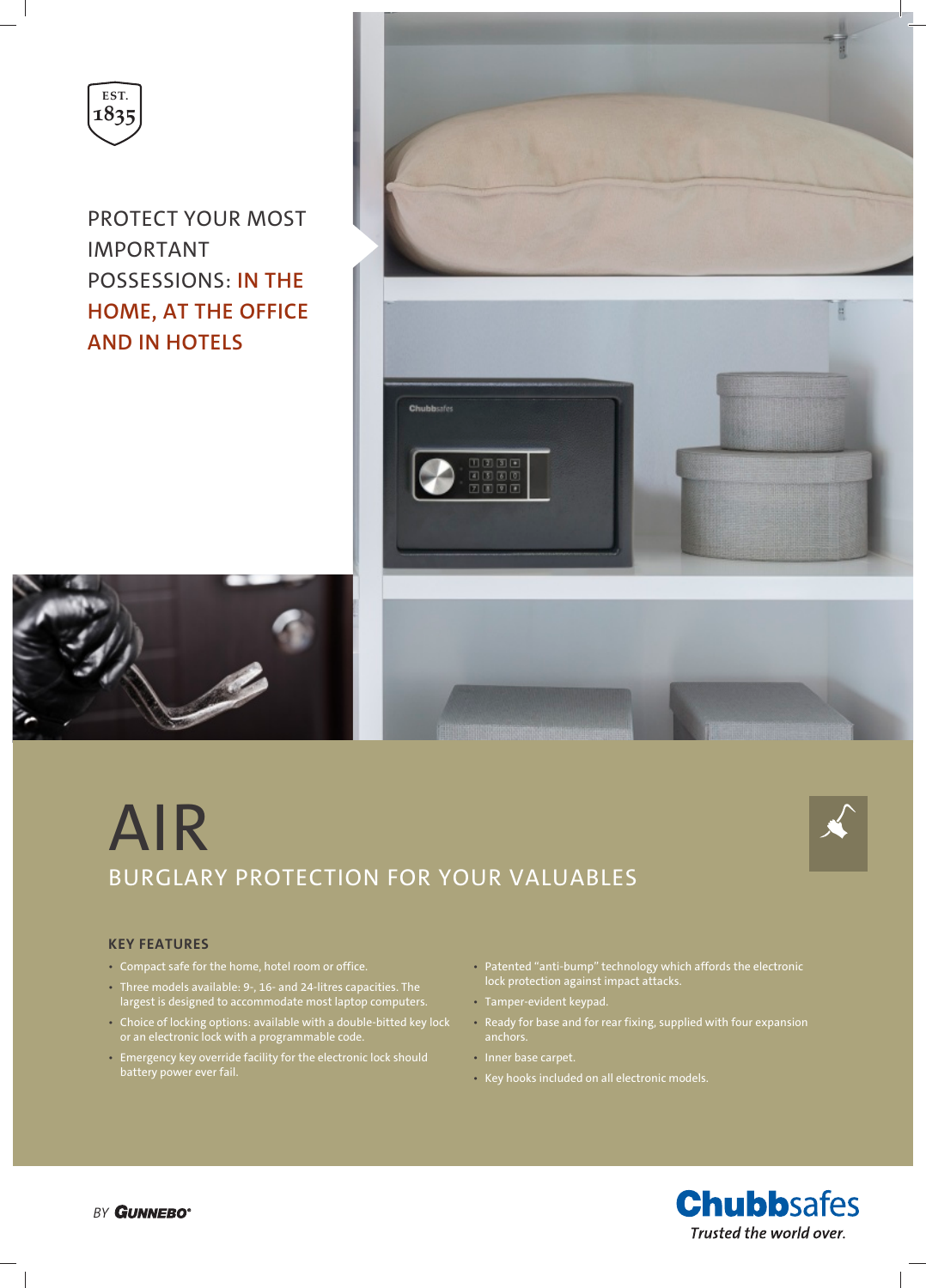EST. 1835

PROTECT YOUR MOST IMPORTANT POSSESSIONS: **IN THE HOME, AT THE OFFICE AND IN HOTELS**

# AIR

## BURGLARY PROTECTION FOR YOUR VALUABLES

### KEY FEATURES

- Compact safe for the home, hotel room or office.
- Three models available: 9-, 16- and 24-litres capacities. The largest is designed to accommodate most laptop computers.
- Choice of locking options: available with a double-bitted key lock or an electronic lock with a programmable code.
- Emergency key override facility for the electronic lock should battery power ever fail.
- Patented "anti-bump" technology which affords the electronic lock protection against impact attacks.
- Tamper-evident keypad.
- Ready for base and for rear fixing, supplied with four expansion anchors.
- Inner base carpet.
- Key hooks included on all electronic models.

*BY* **GUNNEBO®**

**Chubbsafes**
*Trusted the world over.*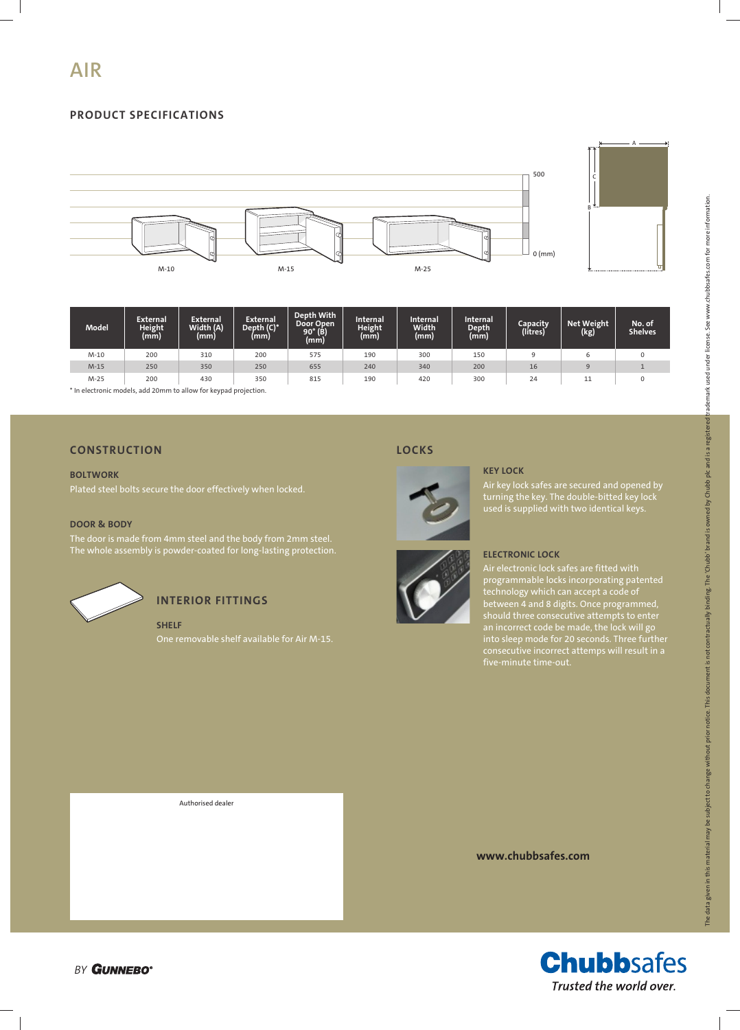# AIR

## PRODUCT SPECIFICATIONS

500

0 (mm)

M-10

M-15

M-25

A

B

C

| Model | External Height (mm) | External Width (A) (mm) | External Depth (C)* (mm) | Depth With Door Open 90° (B) (mm) | Internal Height (mm) | Internal Width (mm) | Internal Depth (mm) | Capacity (litres) | Net Weight (kg) | No. of Shelves |
|---|---|---|---|---|---|---|---|---|---|---|
| M-10 | 200 | 310 | 200 | 575 | 190 | 300 | 150 | 9 | 6 | 0 |
| M-15 | 250 | 350 | 250 | 655 | 240 | 340 | 200 | 16 | 9 | 1 |
| M-25 | 200 | 430 | 350 | 815 | 190 | 420 | 300 | 24 | 11 | 0 |

* In electronic models, add 20mm to allow for keypad projection.

## CONSTRUCTION

### BOLTWORK

Plated steel bolts secure the door effectively when locked.

### DOOR & BODY

The door is made from 4mm steel and the body from 2mm steel. The whole assembly is powder-coated for long-lasting protection.

## INTERIOR FITTINGS

### SHELF

One removable shelf available for Air M-15.

## LOCKS

### KEY LOCK

Air key lock safes are secured and opened by turning the key. The double-bitted key lock used is supplied with two identical keys.

### ELECTRONIC LOCK

Air electronic lock safes are fitted with programmable locks incorporating patented technology which can accept a code of between 4 and 8 digits. Once programmed, should three consecutive attempts to enter an incorrect code be made, the lock will go into sleep mode for 20 seconds. Three further consecutive incorrect attemps will result in a five-minute time-out.

Authorised dealer

**www.chubbsafes.com**

The data given in this material may be subject to change without prior notice. This document is not contractually binding. The 'Chubb' brand is owned by Chubb plc and is a registered trademark used under license. See www.chubbsafes.com for more information.

BY GUNNEBO®

Chubbsafes

*Trusted the world over.*